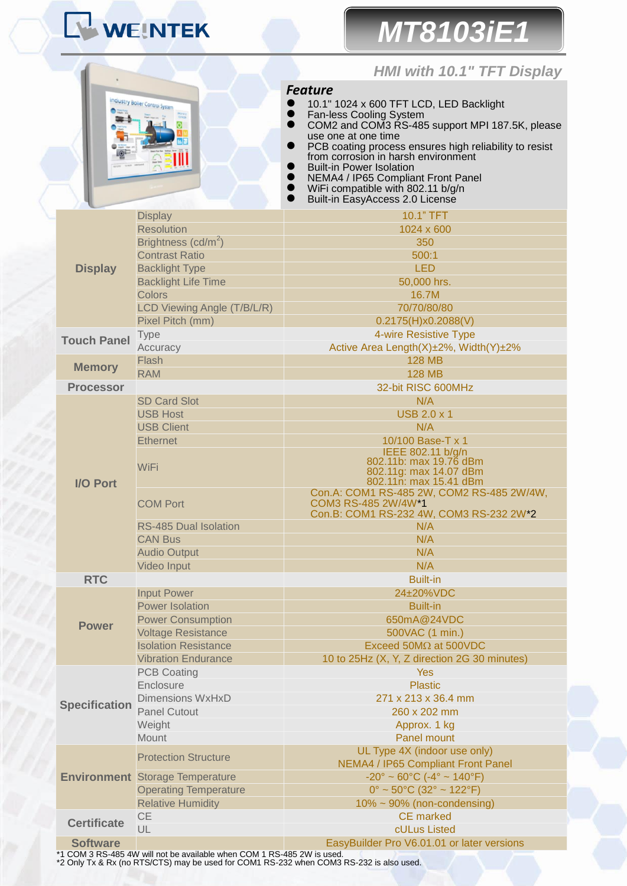# WEINTEK

# MT8103iE1

## HMI with 10.1" TFT Display

### Feature

- 10.1" 1024 x 600 TFT LCD, LED Backlight
- Fan-less Cooling System
- COM2 and COM3 RS-485 support MPI 187.5K, please use one at one time
- PCB coating process ensures high reliability to resist from corrosion in harsh environment
- Built-in Power Isolation
- NEMA4 / IP65 Compliant Front Panel
- WiFi compatible with 802.11 b/g/n
- Built-in EasyAccess 2.0 License

| | | |
|---|---|---|
| **Display** | Display | 10.1" TFT |
| | Resolution | 1024 x 600 |
| | Brightness (cd/m$^2$) | 350 |
| | Contrast Ratio | 500:1 |
| | Backlight Type | LED |
| | Backlight Life Time | 50,000 hrs. |
| | Colors | 16.7M |
| | LCD Viewing Angle (T/B/L/R) | 70/70/80/80 |
| | Pixel Pitch (mm) | 0.2175(H)x0.2088(V) |
| **Touch Panel** | Type | 4-wire Resistive Type |
| | Accuracy | Active Area Length(X)±2%, Width(Y)±2% |
| **Memory** | Flash | 128 MB |
| | RAM | 128 MB |
| **Processor** | | 32-bit RISC 600MHz |
| **I/O Port** | SD Card Slot | N/A |
| | USB Host | USB 2.0 x 1 |
| | USB Client | N/A |
| | Ethernet | 10/100 Base-T x 1 |
| | WiFi | IEEE 802.11 b/g/n<br>802.11b: max 19.76 dBm<br>802.11g: max 14.07 dBm<br>802.11n: max 15.41 dBm |
| | COM Port | Con.A: COM1 RS-485 2W, COM2 RS-485 2W/4W, COM3 RS-485 2W/4W*1<br>Con.B: COM1 RS-232 4W, COM3 RS-232 2W*2 |
| | RS-485 Dual Isolation | N/A |
| | CAN Bus | N/A |
| | Audio Output | N/A |
| | Video Input | N/A |
| **RTC** | | Built-in |
| **Power** | Input Power | 24±20%VDC |
| | Power Isolation | Built-in |
| | Power Consumption | 650mA@24VDC |
| | Voltage Resistance | 500VAC (1 min.) |
| | Isolation Resistance | Exceed 50MΩ at 500VDC |
| | Vibration Endurance | 10 to 25Hz (X, Y, Z direction 2G 30 minutes) |
| **Specification** | PCB Coating | Yes |
| | Enclosure | Plastic |
| | Dimensions WxHxD | 271 x 213 x 36.4 mm |
| | Panel Cutout | 260 x 202 mm |
| | Weight | Approx. 1 kg |
| | Mount | Panel mount |
| **Environment** | Protection Structure | UL Type 4X (indoor use only)<br>NEMA4 / IP65 Compliant Front Panel |
| | Storage Temperature | -20° ~ 60°C (-4° ~ 140°F) |
| | Operating Temperature | 0° ~ 50°C (32° ~ 122°F) |
| | Relative Humidity | 10% ~ 90% (non-condensing) |
| **Certificate** | CE | CE marked |
| | UL | cULus Listed |
| **Software** | | EasyBuilder Pro V6.01.01 or later versions |

*1 COM 3 RS-485 4W will not be available when COM 1 RS-485 2W is used.
*2 Only Tx & Rx (no RTS/CTS) may be used for COM1 RS-232 when COM3 RS-232 is also used.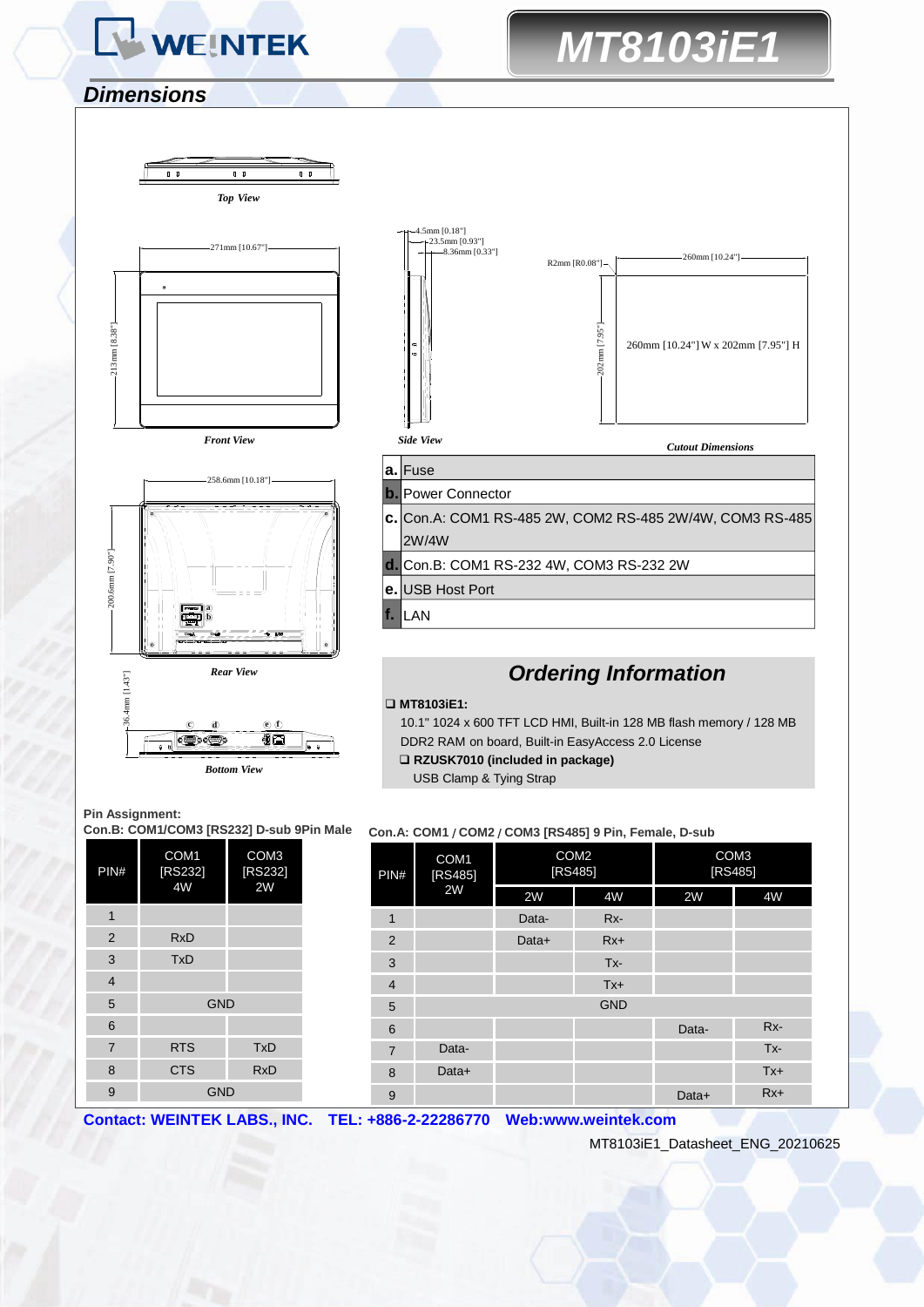## Dimensions

Top View

271mm [10.67"]

213mm [8.38"]

Front View

4.5mm [0.18"]
23.5mm [0.93"]
8.36mm [0.33"]

Side View

R2mm [R0.08"]

260mm [10.24"]

202mm [7.95"]

260mm [10.24"] W x 202mm [7.95"] H

Cutout Dimensions

258.6mm [10.18"]

200.6mm [7.90"]

Rear View

36.4mm [1.43"]

Bottom View

| | |
|---|---|
| **a.** | Fuse |
| **b.** | Power Connector |
| **c.** | Con.A: COM1 RS-485 2W, COM2 RS-485 2W/4W, COM3 RS-485 2W/4W |
| **d.** | Con.B: COM1 RS-232 4W, COM3 RS-232 2W |
| **e.** | USB Host Port |
| **f.** | LAN |

## Ordering Information

❑ **MT8103iE1:**

10.1" 1024 x 600 TFT LCD HMI, Built-in 128 MB flash memory / 128 MB DDR2 RAM on board, Built-in EasyAccess 2.0 License

❑ **RZUSK7010 (included in package)**

USB Clamp & Tying Strap

**Pin Assignment:**

**Con.B: COM1/COM3 [RS232] D-sub 9Pin Male**

| PIN# | COM1 [RS232] 4W | COM3 [RS232] 2W |
|---|---|---|
| 1 | | |
| 2 | RxD | |
| 3 | TxD | |
| 4 | | |
| 5 | GND | |
| 6 | | |
| 7 | RTS | TxD |
| 8 | CTS | RxD |
| 9 | GND | |

**Con.A: COM1 / COM2 / COM3 [RS485] 9 Pin, Female, D-sub**

| PIN# | COM1 [RS485] 2W | COM2 [RS485] | | COM3 [RS485] | |
|---|---|---|---|---|---|
| | | 2W | 4W | 2W | 4W |
| 1 | | Data- | Rx- | | |
| 2 | | Data+ | Rx+ | | |
| 3 | | | Tx- | | |
| 4 | | | Tx+ | | |
| 5 | GND | | | | |
| 6 | | | | Data- | Rx- |
| 7 | Data- | | | | Tx- |
| 8 | Data+ | | | | Tx+ |
| 9 | | | | Data+ | Rx+ |

**Contact: WEINTEK LABS., INC. TEL: +886-2-22286770 Web:www.weintek.com**

MT8103iE1_Datasheet_ENG_20210625